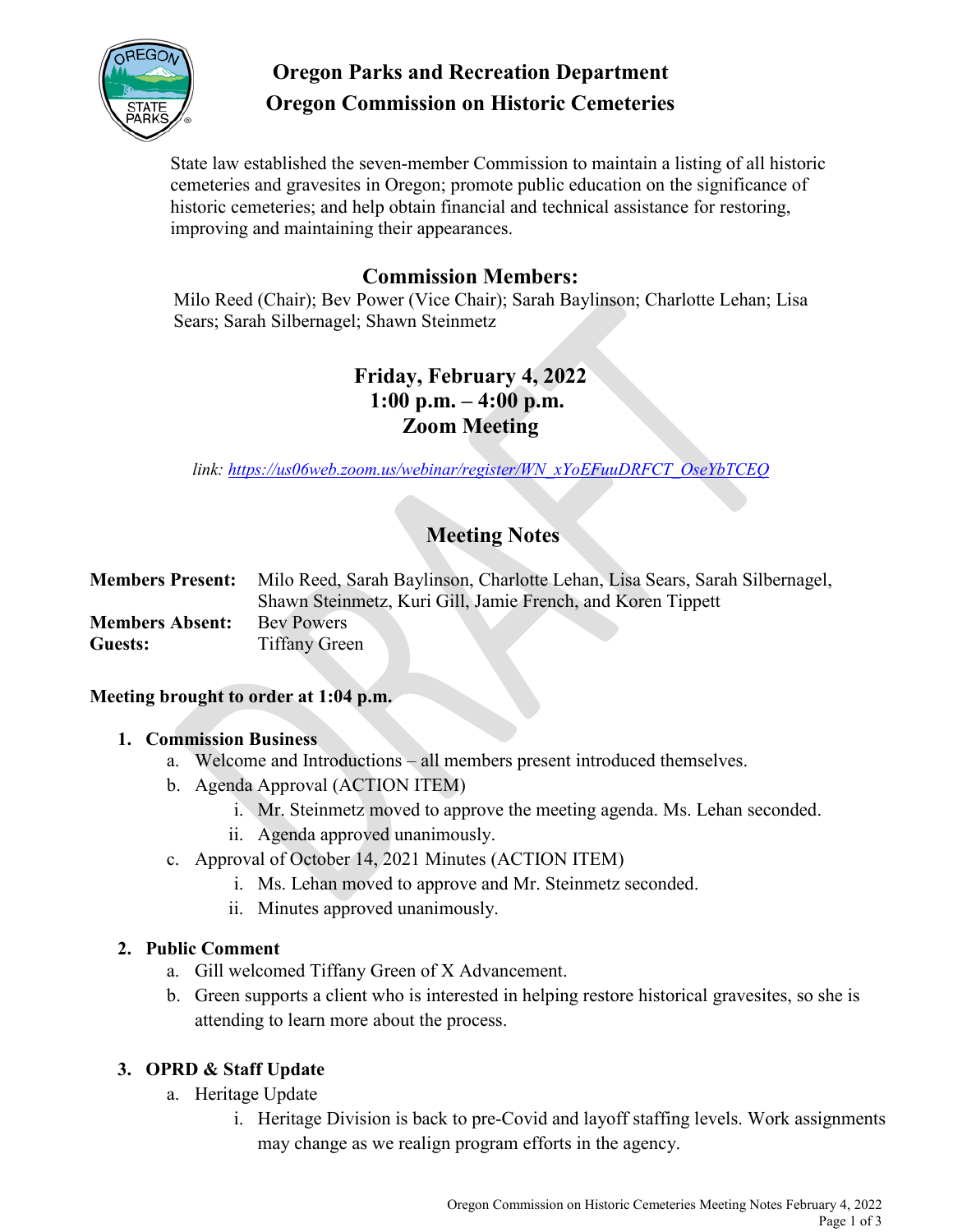# Oregon Parks and Recreation Department

# Oregon Commission on Historic Cemeteries

State law established the seven-member Commission to maintain a listing of all historic cemeteries and gravesites in Oregon; promote public education on the significance of historic cemeteries; and help obtain financial and technical assistance for restoring, improving and maintaining their appearances.

## Commission Members:

Milo Reed (Chair); Bev Power (Vice Chair); Sarah Baylinson; Charlotte Lehan; Lisa Sears; Sarah Silbernagel; Shawn Steinmetz

## Friday, February 4, 2022
## 1:00 p.m. – 4:00 p.m.
## Zoom Meeting

*link: [https://us06web.zoom.us/webinar/register/WN_xYoEFuuDRFCT_OseYbTCEQ](https://us06web.zoom.us/webinar/register/WN_xYoEFuuDRFCT_OseYbTCEQ)*

## Meeting Notes

**Members Present:** Milo Reed, Sarah Baylinson, Charlotte Lehan, Lisa Sears, Sarah Silbernagel, Shawn Steinmetz, Kuri Gill, Jamie French, and Koren Tippett
**Members Absent:** Bev Powers
**Guests:** Tiffany Green

**Meeting brought to order at 1:04 p.m.**

1. **Commission Business**
   a. Welcome and Introductions – all members present introduced themselves.
   b. Agenda Approval (ACTION ITEM)
      i. Mr. Steinmetz moved to approve the meeting agenda. Ms. Lehan seconded.
      ii. Agenda approved unanimously.
   c. Approval of October 14, 2021 Minutes (ACTION ITEM)
      i. Ms. Lehan moved to approve and Mr. Steinmetz seconded.
      ii. Minutes approved unanimously.

2. **Public Comment**
   a. Gill welcomed Tiffany Green of X Advancement.
   b. Green supports a client who is interested in helping restore historical gravesites, so she is attending to learn more about the process.

3. **OPRD & Staff Update**
   a. Heritage Update
      i. Heritage Division is back to pre-Covid and layoff staffing levels. Work assignments may change as we realign program efforts in the agency.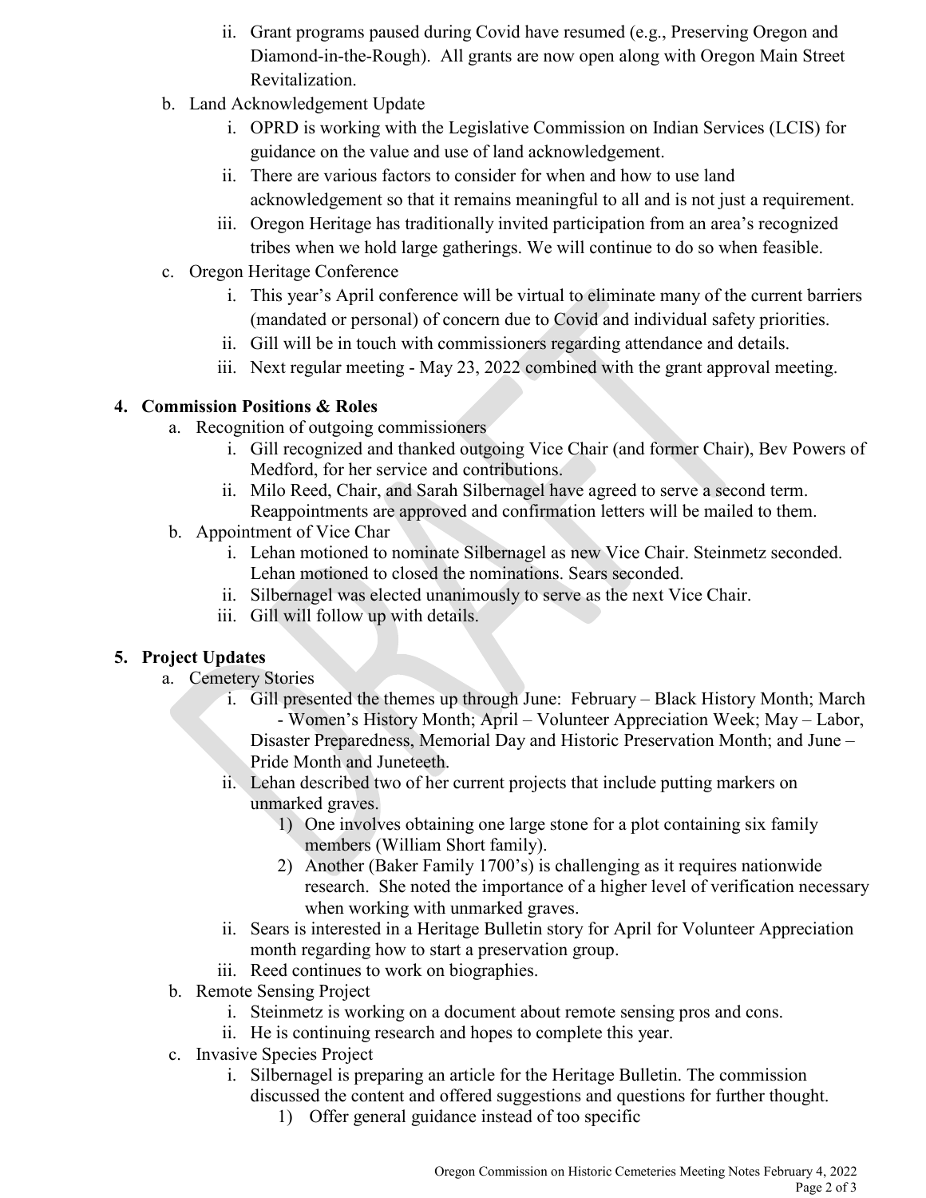ii. Grant programs paused during Covid have resumed (e.g., Preserving Oregon and Diamond-in-the-Rough). All grants are now open along with Oregon Main Street Revitalization.

b. Land Acknowledgement Update
   i. OPRD is working with the Legislative Commission on Indian Services (LCIS) for guidance on the value and use of land acknowledgement.
   ii. There are various factors to consider for when and how to use land acknowledgement so that it remains meaningful to all and is not just a requirement.
   iii. Oregon Heritage has traditionally invited participation from an area's recognized tribes when we hold large gatherings. We will continue to do so when feasible.

c. Oregon Heritage Conference
   i. This year's April conference will be virtual to eliminate many of the current barriers (mandated or personal) of concern due to Covid and individual safety priorities.
   ii. Gill will be in touch with commissioners regarding attendance and details.
   iii. Next regular meeting - May 23, 2022 combined with the grant approval meeting.

**4. Commission Positions & Roles**

a. Recognition of outgoing commissioners
   i. Gill recognized and thanked outgoing Vice Chair (and former Chair), Bev Powers of Medford, for her service and contributions.
   ii. Milo Reed, Chair, and Sarah Silbernagel have agreed to serve a second term. Reappointments are approved and confirmation letters will be mailed to them.

b. Appointment of Vice Char
   i. Lehan motioned to nominate Silbernagel as new Vice Chair. Steinmetz seconded. Lehan motioned to closed the nominations. Sears seconded.
   ii. Silbernagel was elected unanimously to serve as the next Vice Chair.
   iii. Gill will follow up with details.

**5. Project Updates**

a. Cemetery Stories
   i. Gill presented the themes up through June: February – Black History Month; March - Women's History Month; April – Volunteer Appreciation Week; May – Labor, Disaster Preparedness, Memorial Day and Historic Preservation Month; and June – Pride Month and Juneteeth.
   ii. Lehan described two of her current projects that include putting markers on unmarked graves.
      1) One involves obtaining one large stone for a plot containing six family members (William Short family).
      2) Another (Baker Family 1700's) is challenging as it requires nationwide research. She noted the importance of a higher level of verification necessary when working with unmarked graves.
   ii. Sears is interested in a Heritage Bulletin story for April for Volunteer Appreciation month regarding how to start a preservation group.
   iii. Reed continues to work on biographies.

b. Remote Sensing Project
   i. Steinmetz is working on a document about remote sensing pros and cons.
   ii. He is continuing research and hopes to complete this year.

c. Invasive Species Project
   i. Silbernagel is preparing an article for the Heritage Bulletin. The commission discussed the content and offered suggestions and questions for further thought.
      1) Offer general guidance instead of too specific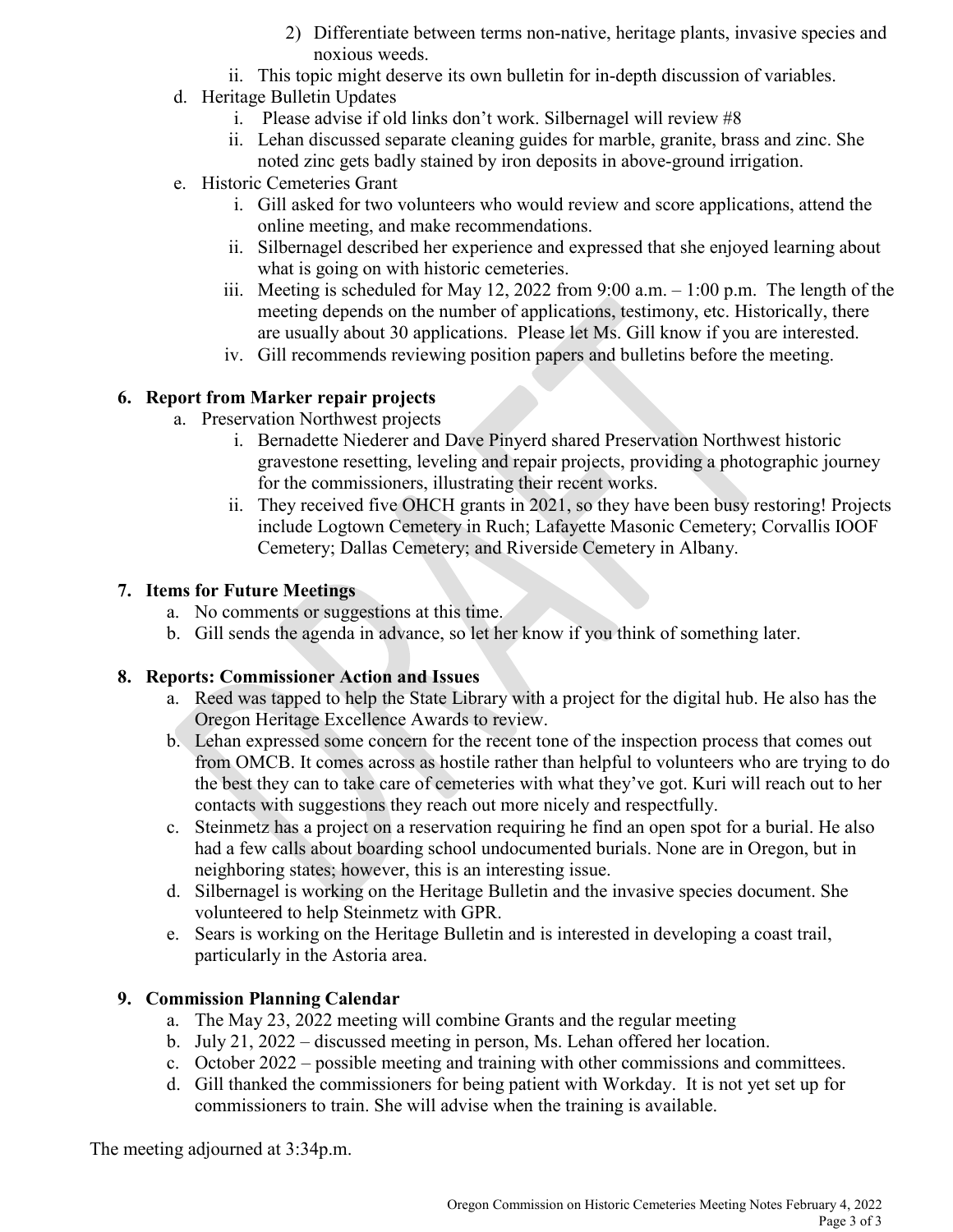2) Differentiate between terms non-native, heritage plants, invasive species and noxious weeds.

ii. This topic might deserve its own bulletin for in-depth discussion of variables.

d. Heritage Bulletin Updates

i. Please advise if old links don't work. Silbernagel will review #8

ii. Lehan discussed separate cleaning guides for marble, granite, brass and zinc. She noted zinc gets badly stained by iron deposits in above-ground irrigation.

e. Historic Cemeteries Grant

i. Gill asked for two volunteers who would review and score applications, attend the online meeting, and make recommendations.

ii. Silbernagel described her experience and expressed that she enjoyed learning about what is going on with historic cemeteries.

iii. Meeting is scheduled for May 12, 2022 from 9:00 a.m. – 1:00 p.m. The length of the meeting depends on the number of applications, testimony, etc. Historically, there are usually about 30 applications. Please let Ms. Gill know if you are interested.

iv. Gill recommends reviewing position papers and bulletins before the meeting.

**6. Report from Marker repair projects**

a. Preservation Northwest projects

i. Bernadette Niederer and Dave Pinyerd shared Preservation Northwest historic gravestone resetting, leveling and repair projects, providing a photographic journey for the commissioners, illustrating their recent works.

ii. They received five OHCH grants in 2021, so they have been busy restoring! Projects include Logtown Cemetery in Ruch; Lafayette Masonic Cemetery; Corvallis IOOF Cemetery; Dallas Cemetery; and Riverside Cemetery in Albany.

**7. Items for Future Meetings**

a. No comments or suggestions at this time.

b. Gill sends the agenda in advance, so let her know if you think of something later.

**8. Reports: Commissioner Action and Issues**

a. Reed was tapped to help the State Library with a project for the digital hub. He also has the Oregon Heritage Excellence Awards to review.

b. Lehan expressed some concern for the recent tone of the inspection process that comes out from OMCB. It comes across as hostile rather than helpful to volunteers who are trying to do the best they can to take care of cemeteries with what they've got. Kuri will reach out to her contacts with suggestions they reach out more nicely and respectfully.

c. Steinmetz has a project on a reservation requiring he find an open spot for a burial. He also had a few calls about boarding school undocumented burials. None are in Oregon, but in neighboring states; however, this is an interesting issue.

d. Silbernagel is working on the Heritage Bulletin and the invasive species document. She volunteered to help Steinmetz with GPR.

e. Sears is working on the Heritage Bulletin and is interested in developing a coast trail, particularly in the Astoria area.

**9. Commission Planning Calendar**

a. The May 23, 2022 meeting will combine Grants and the regular meeting

b. July 21, 2022 – discussed meeting in person, Ms. Lehan offered her location.

c. October 2022 – possible meeting and training with other commissions and committees.

d. Gill thanked the commissioners for being patient with Workday. It is not yet set up for commissioners to train. She will advise when the training is available.

The meeting adjourned at 3:34p.m.